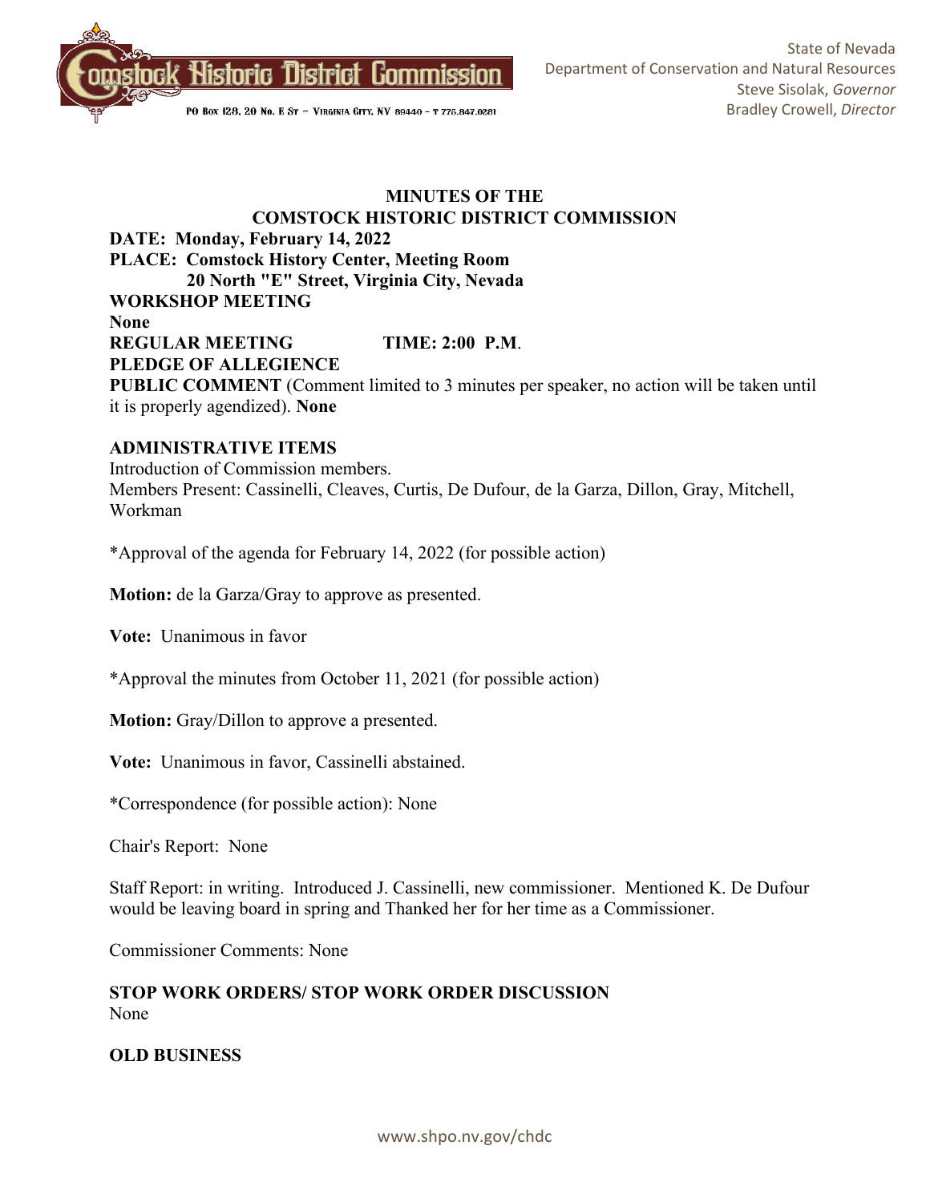Comstock Historic District Commission

PO Box 128, 20 No. E St – Virginia City, NV 89440 – T 775.847.0281

State of Nevada
Department of Conservation and Natural Resources
Steve Sisolak, *Governor*
Bradley Crowell, *Director*

# MINUTES OF THE
# COMSTOCK HISTORIC DISTRICT COMMISSION

**DATE: Monday, February 14, 2022**
**PLACE: Comstock History Center, Meeting Room**
**20 North "E" Street, Virginia City, Nevada**
**WORKSHOP MEETING**
**None**
**REGULAR MEETING TIME: 2:00 P.M**.
**PLEDGE OF ALLEGIENCE**
**PUBLIC COMMENT** (Comment limited to 3 minutes per speaker, no action will be taken until it is properly agendized). **None**

**ADMINISTRATIVE ITEMS**
Introduction of Commission members.
Members Present: Cassinelli, Cleaves, Curtis, De Dufour, de la Garza, Dillon, Gray, Mitchell, Workman

*Approval of the agenda for February 14, 2022 (for possible action)

**Motion:** de la Garza/Gray to approve as presented.

**Vote:** Unanimous in favor

*Approval the minutes from October 11, 2021 (for possible action)

**Motion:** Gray/Dillon to approve a presented.

**Vote:** Unanimous in favor, Cassinelli abstained.

*Correspondence (for possible action): None

Chair's Report: None

Staff Report: in writing. Introduced J. Cassinelli, new commissioner. Mentioned K. De Dufour would be leaving board in spring and Thanked her for her time as a Commissioner.

Commissioner Comments: None

**STOP WORK ORDERS/ STOP WORK ORDER DISCUSSION**
None

**OLD BUSINESS**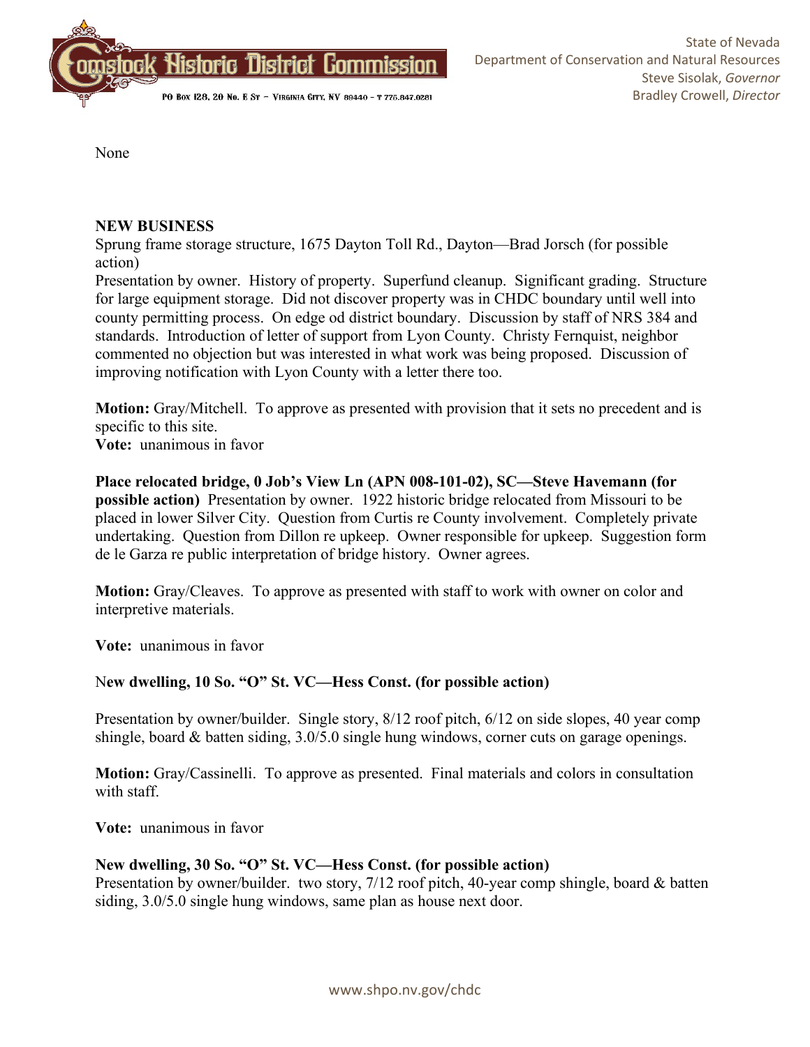None

**NEW BUSINESS**

Sprung frame storage structure, 1675 Dayton Toll Rd., Dayton—Brad Jorsch (for possible action)

Presentation by owner. History of property. Superfund cleanup. Significant grading. Structure for large equipment storage. Did not discover property was in CHDC boundary until well into county permitting process. On edge od district boundary. Discussion by staff of NRS 384 and standards. Introduction of letter of support from Lyon County. Christy Fernquist, neighbor commented no objection but was interested in what work was being proposed. Discussion of improving notification with Lyon County with a letter there too.

**Motion:** Gray/Mitchell. To approve as presented with provision that it sets no precedent and is specific to this site.

**Vote:** unanimous in favor

**Place relocated bridge, 0 Job's View Ln (APN 008-101-02), SC—Steve Havemann (for possible action)** Presentation by owner. 1922 historic bridge relocated from Missouri to be placed in lower Silver City. Question from Curtis re County involvement. Completely private undertaking. Question from Dillon re upkeep. Owner responsible for upkeep. Suggestion form de le Garza re public interpretation of bridge history. Owner agrees.

**Motion:** Gray/Cleaves. To approve as presented with staff to work with owner on color and interpretive materials.

**Vote:** unanimous in favor

N**ew dwelling, 10 So. "O" St. VC—Hess Const. (for possible action)**

Presentation by owner/builder. Single story, 8/12 roof pitch, 6/12 on side slopes, 40 year comp shingle, board & batten siding, 3.0/5.0 single hung windows, corner cuts on garage openings.

**Motion:** Gray/Cassinelli. To approve as presented. Final materials and colors in consultation with staff.

**Vote:** unanimous in favor

**New dwelling, 30 So. "O" St. VC—Hess Const. (for possible action)**

Presentation by owner/builder. two story, 7/12 roof pitch, 40-year comp shingle, board & batten siding, 3.0/5.0 single hung windows, same plan as house next door.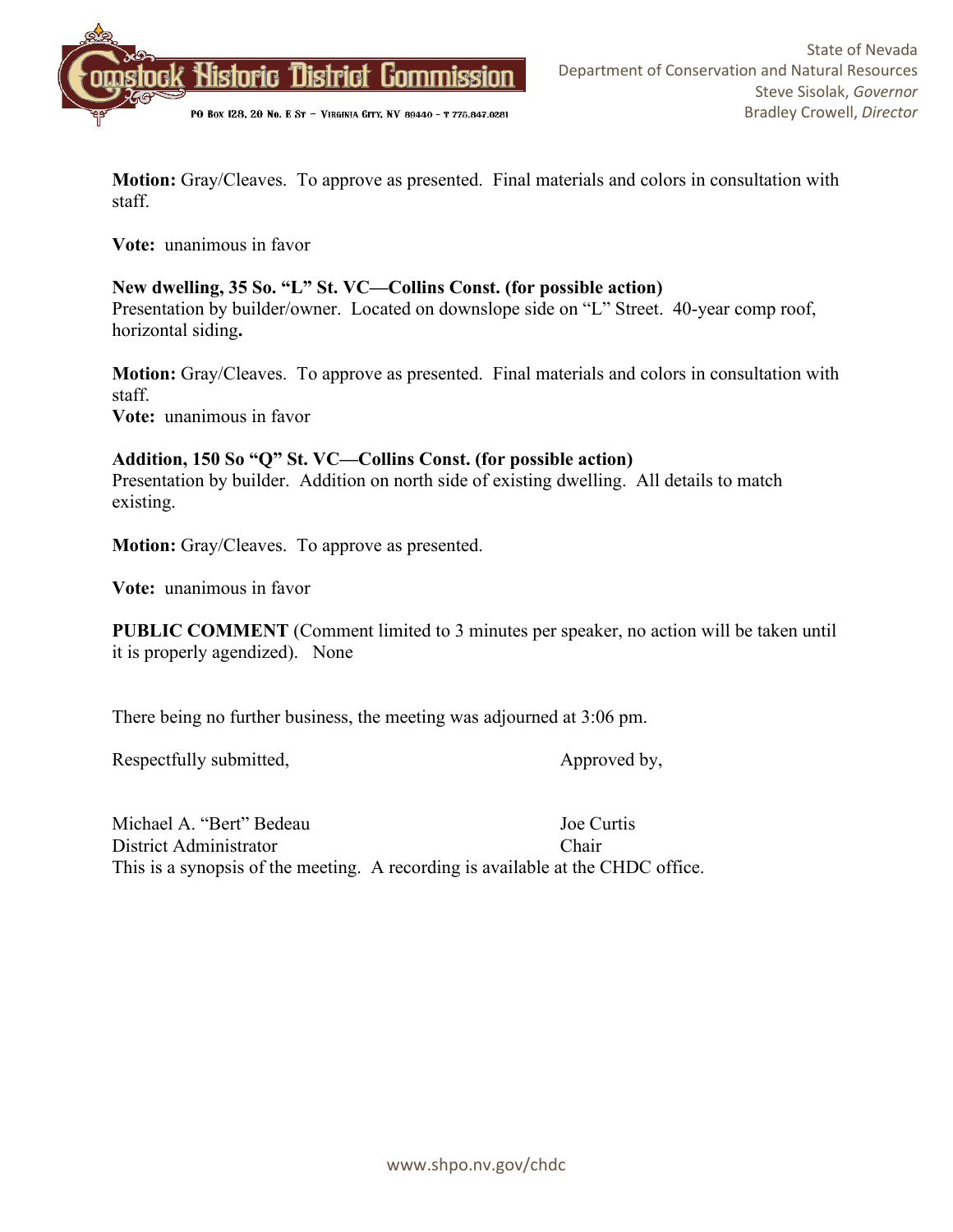**Motion:** Gray/Cleaves. To approve as presented. Final materials and colors in consultation with staff.

**Vote:** unanimous in favor

**New dwelling, 35 So. "L" St. VC—Collins Const. (for possible action)**
Presentation by builder/owner. Located on downslope side on "L" Street. 40-year comp roof, horizontal siding**.**

**Motion:** Gray/Cleaves. To approve as presented. Final materials and colors in consultation with staff.
**Vote:** unanimous in favor

**Addition, 150 So "Q" St. VC—Collins Const. (for possible action)**
Presentation by builder. Addition on north side of existing dwelling. All details to match existing.

**Motion:** Gray/Cleaves. To approve as presented.

**Vote:** unanimous in favor

**PUBLIC COMMENT** (Comment limited to 3 minutes per speaker, no action will be taken until it is properly agendized). None

There being no further business, the meeting was adjourned at 3:06 pm.

Respectfully submitted,

Michael A. "Bert" Bedeau
District Administrator

Approved by,

Joe Curtis
Chair

This is a synopsis of the meeting. A recording is available at the CHDC office.